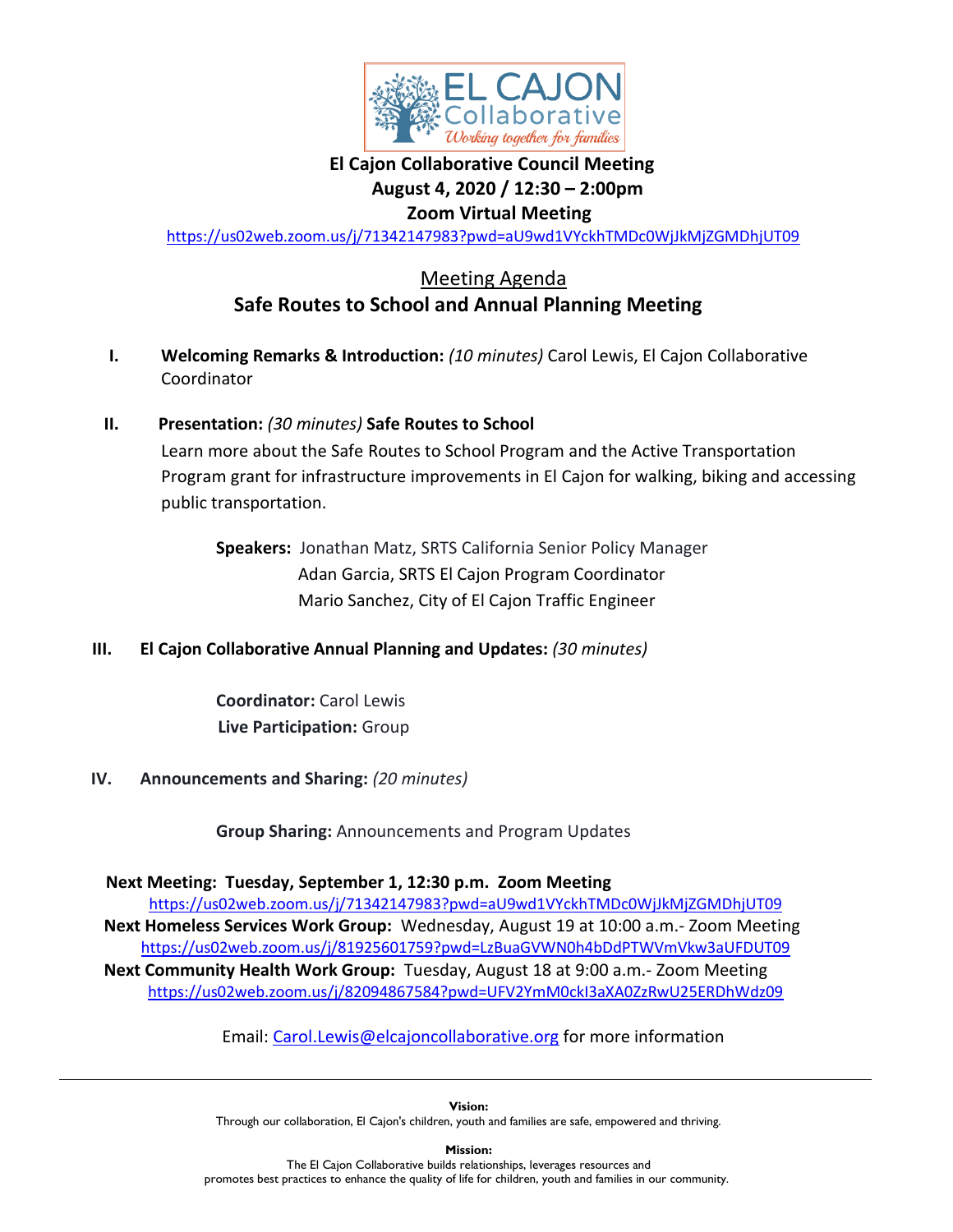# El Cajon Collaborative Council Meeting

**August 4, 2020 / 12:30 – 2:00pm**

**Zoom Virtual Meeting**

https://us02web.zoom.us/j/71342147983?pwd=aU9wd1VYckhTMDc0WjJkMjZGMDhjUT09

## Meeting Agenda

## Safe Routes to School and Annual Planning Meeting

I. **Welcoming Remarks & Introduction:** *(10 minutes)* Carol Lewis, El Cajon Collaborative Coordinator

II. **Presentation:** *(30 minutes)* **Safe Routes to School**

Learn more about the Safe Routes to School Program and the Active Transportation Program grant for infrastructure improvements in El Cajon for walking, biking and accessing public transportation.

**Speakers:** Jonathan Matz, SRTS California Senior Policy Manager
Adan Garcia, SRTS El Cajon Program Coordinator
Mario Sanchez, City of El Cajon Traffic Engineer

III. **El Cajon Collaborative Annual Planning and Updates:** *(30 minutes)*

**Coordinator:** Carol Lewis
**Live Participation:** Group

IV. **Announcements and Sharing:** *(20 minutes)*

**Group Sharing:** Announcements and Program Updates

**Next Meeting: Tuesday, September 1, 12:30 p.m. Zoom Meeting**
https://us02web.zoom.us/j/71342147983?pwd=aU9wd1VYckhTMDc0WjJkMjZGMDhjUT09

**Next Homeless Services Work Group:** Wednesday, August 19 at 10:00 a.m.- Zoom Meeting
https://us02web.zoom.us/j/81925601759?pwd=LzBuaGVWN0h4bDdPTWVmVkw3aUFDUT09

**Next Community Health Work Group:** Tuesday, August 18 at 9:00 a.m.- Zoom Meeting
https://us02web.zoom.us/j/82094867584?pwd=UFV2YmM0ckI3aXA0ZzRwU25ERDhWdz09

Email: Carol.Lewis@elcajoncollaborative.org for more information

---

**Vision:**
Through our collaboration, El Cajon's children, youth and families are safe, empowered and thriving.

**Mission:**
The El Cajon Collaborative builds relationships, leverages resources and promotes best practices to enhance the quality of life for children, youth and families in our community.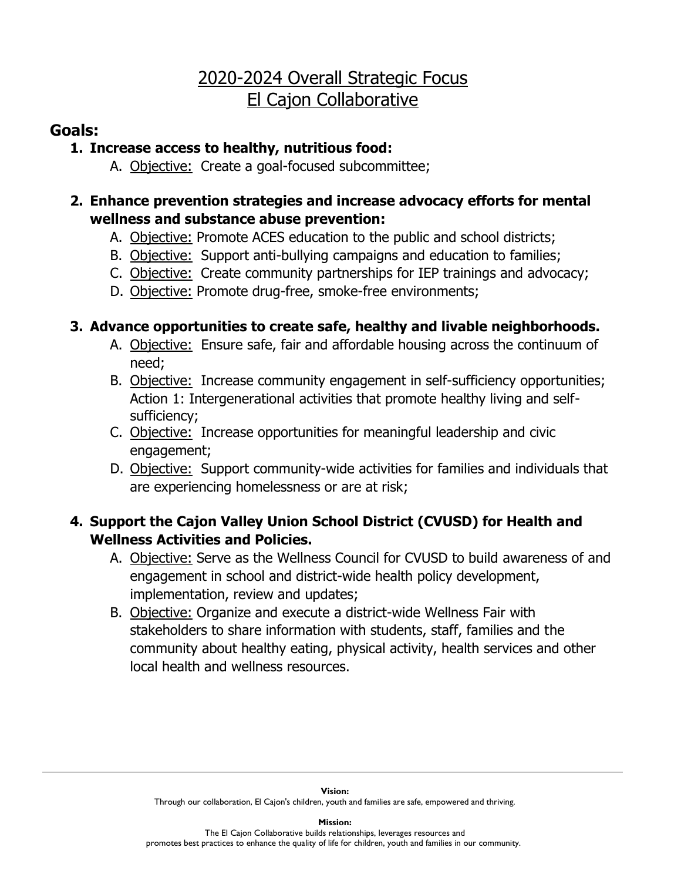# 2020-2024 Overall Strategic Focus
# El Cajon Collaborative

## Goals:

1. **Increase access to healthy, nutritious food:**
   A. Objective: Create a goal-focused subcommittee;

2. **Enhance prevention strategies and increase advocacy efforts for mental wellness and substance abuse prevention:**
   A. Objective: Promote ACES education to the public and school districts;
   B. Objective: Support anti-bullying campaigns and education to families;
   C. Objective: Create community partnerships for IEP trainings and advocacy;
   D. Objective: Promote drug-free, smoke-free environments;

3. **Advance opportunities to create safe, healthy and livable neighborhoods.**
   A. Objective: Ensure safe, fair and affordable housing across the continuum of need;
   B. Objective: Increase community engagement in self-sufficiency opportunities; Action 1: Intergenerational activities that promote healthy living and self-sufficiency;
   C. Objective: Increase opportunities for meaningful leadership and civic engagement;
   D. Objective: Support community-wide activities for families and individuals that are experiencing homelessness or are at risk;

4. **Support the Cajon Valley Union School District (CVUSD) for Health and Wellness Activities and Policies.**
   A. Objective: Serve as the Wellness Council for CVUSD to build awareness of and engagement in school and district-wide health policy development, implementation, review and updates;
   B. Objective: Organize and execute a district-wide Wellness Fair with stakeholders to share information with students, staff, families and the community about healthy eating, physical activity, health services and other local health and wellness resources.

---

**Vision:**
Through our collaboration, El Cajon's children, youth and families are safe, empowered and thriving.

**Mission:**
The El Cajon Collaborative builds relationships, leverages resources and promotes best practices to enhance the quality of life for children, youth and families in our community.